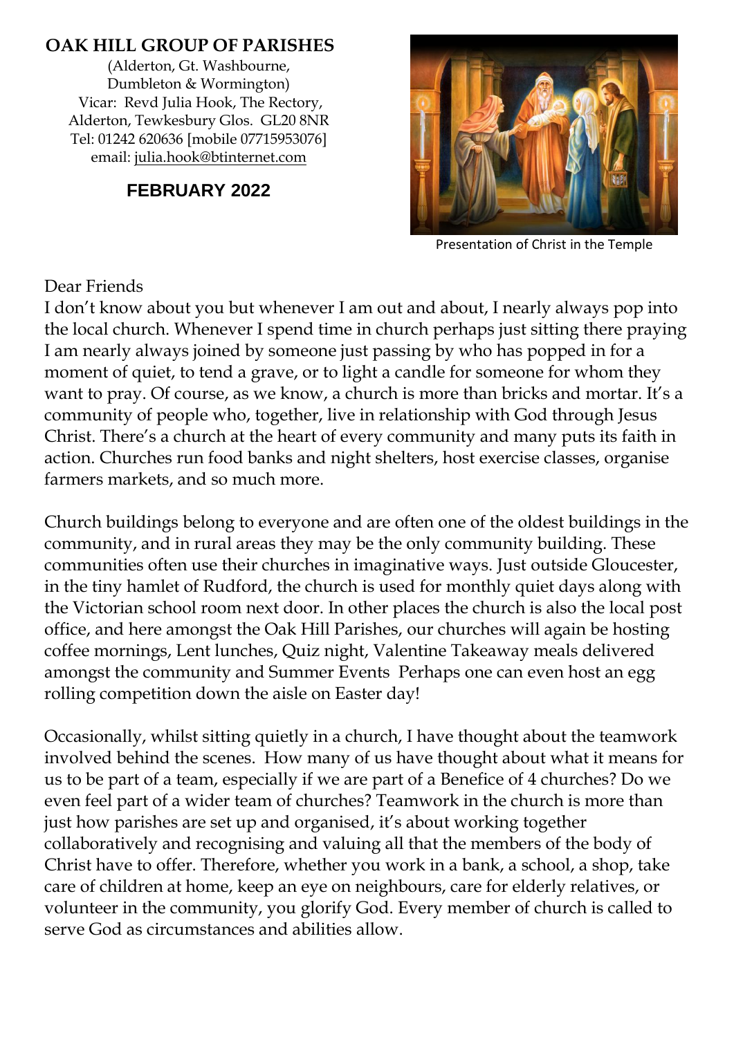# OAK HILL GROUP OF PARISHES

(Alderton, Gt. Washbourne, Dumbleton & Wormington)
Vicar: Revd Julia Hook, The Rectory, Alderton, Tewkesbury Glos. GL20 8NR
Tel: 01242 620636 [mobile 07715953076]
email: julia.hook@btinternet.com

## FEBRUARY 2022

Presentation of Christ in the Temple

Dear Friends

I don't know about you but whenever I am out and about, I nearly always pop into the local church. Whenever I spend time in church perhaps just sitting there praying I am nearly always joined by someone just passing by who has popped in for a moment of quiet, to tend a grave, or to light a candle for someone for whom they want to pray. Of course, as we know, a church is more than bricks and mortar. It's a community of people who, together, live in relationship with God through Jesus Christ. There's a church at the heart of every community and many puts its faith in action. Churches run food banks and night shelters, host exercise classes, organise farmers markets, and so much more.

Church buildings belong to everyone and are often one of the oldest buildings in the community, and in rural areas they may be the only community building. These communities often use their churches in imaginative ways. Just outside Gloucester, in the tiny hamlet of Rudford, the church is used for monthly quiet days along with the Victorian school room next door. In other places the church is also the local post office, and here amongst the Oak Hill Parishes, our churches will again be hosting coffee mornings, Lent lunches, Quiz night, Valentine Takeaway meals delivered amongst the community and Summer Events Perhaps one can even host an egg rolling competition down the aisle on Easter day!

Occasionally, whilst sitting quietly in a church, I have thought about the teamwork involved behind the scenes. How many of us have thought about what it means for us to be part of a team, especially if we are part of a Benefice of 4 churches? Do we even feel part of a wider team of churches? Teamwork in the church is more than just how parishes are set up and organised, it's about working together collaboratively and recognising and valuing all that the members of the body of Christ have to offer. Therefore, whether you work in a bank, a school, a shop, take care of children at home, keep an eye on neighbours, care for elderly relatives, or volunteer in the community, you glorify God. Every member of church is called to serve God as circumstances and abilities allow.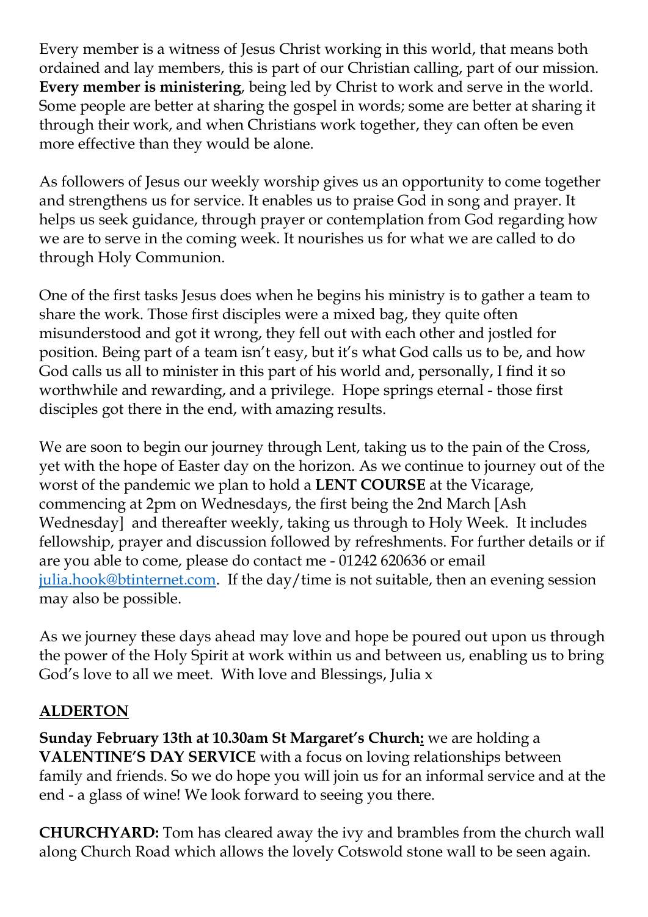Every member is a witness of Jesus Christ working in this world, that means both ordained and lay members, this is part of our Christian calling, part of our mission. **Every member is ministering**, being led by Christ to work and serve in the world. Some people are better at sharing the gospel in words; some are better at sharing it through their work, and when Christians work together, they can often be even more effective than they would be alone.

As followers of Jesus our weekly worship gives us an opportunity to come together and strengthens us for service. It enables us to praise God in song and prayer. It helps us seek guidance, through prayer or contemplation from God regarding how we are to serve in the coming week. It nourishes us for what we are called to do through Holy Communion.

One of the first tasks Jesus does when he begins his ministry is to gather a team to share the work. Those first disciples were a mixed bag, they quite often misunderstood and got it wrong, they fell out with each other and jostled for position. Being part of a team isn't easy, but it's what God calls us to be, and how God calls us all to minister in this part of his world and, personally, I find it so worthwhile and rewarding, and a privilege. Hope springs eternal - those first disciples got there in the end, with amazing results.

We are soon to begin our journey through Lent, taking us to the pain of the Cross, yet with the hope of Easter day on the horizon. As we continue to journey out of the worst of the pandemic we plan to hold a **LENT COURSE** at the Vicarage, commencing at 2pm on Wednesdays, the first being the 2nd March [Ash Wednesday] and thereafter weekly, taking us through to Holy Week. It includes fellowship, prayer and discussion followed by refreshments. For further details or if are you able to come, please do contact me - 01242 620636 or email julia.hook@btinternet.com. If the day/time is not suitable, then an evening session may also be possible.

As we journey these days ahead may love and hope be poured out upon us through the power of the Holy Spirit at work within us and between us, enabling us to bring God's love to all we meet. With love and Blessings, Julia x

## ALDERTON

**Sunday February 13th at 10.30am St Margaret's Church:** we are holding a **VALENTINE'S DAY SERVICE** with a focus on loving relationships between family and friends. So we do hope you will join us for an informal service and at the end - a glass of wine! We look forward to seeing you there.

**CHURCHYARD:** Tom has cleared away the ivy and brambles from the church wall along Church Road which allows the lovely Cotswold stone wall to be seen again.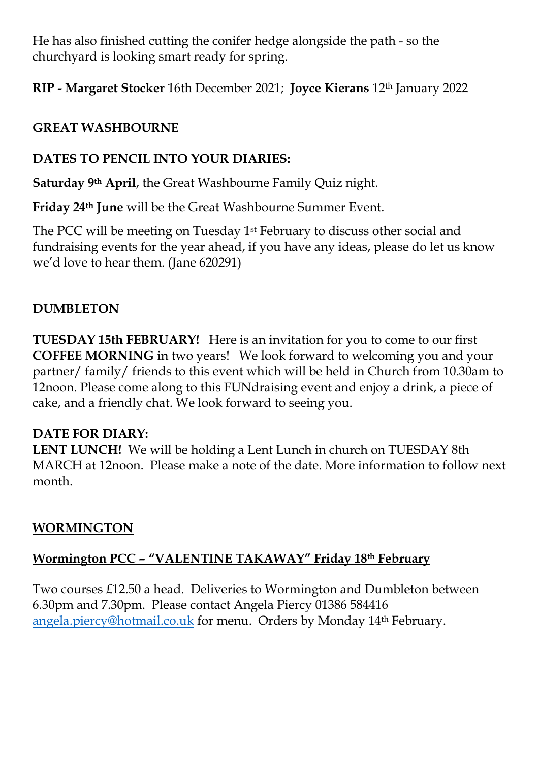He has also finished cutting the conifer hedge alongside the path - so the churchyard is looking smart ready for spring.

**RIP - Margaret Stocker** 16th December 2021; **Joyce Kierans** 12th January 2022

## GREAT WASHBOURNE

**DATES TO PENCIL INTO YOUR DIARIES:**

**Saturday 9th April**, the Great Washbourne Family Quiz night.

**Friday 24th June** will be the Great Washbourne Summer Event.

The PCC will be meeting on Tuesday 1st February to discuss other social and fundraising events for the year ahead, if you have any ideas, please do let us know we'd love to hear them. (Jane 620291)

## DUMBLETON

**TUESDAY 15th FEBRUARY!** Here is an invitation for you to come to our first **COFFEE MORNING** in two years! We look forward to welcoming you and your partner/ family/ friends to this event which will be held in Church from 10.30am to 12noon. Please come along to this FUNdraising event and enjoy a drink, a piece of cake, and a friendly chat. We look forward to seeing you.

**DATE FOR DIARY:**
**LENT LUNCH!** We will be holding a Lent Lunch in church on TUESDAY 8th MARCH at 12noon. Please make a note of the date. More information to follow next month.

## WORMINGTON

### Wormington PCC – "VALENTINE TAKAWAY" Friday 18th February

Two courses £12.50 a head. Deliveries to Wormington and Dumbleton between 6.30pm and 7.30pm. Please contact Angela Piercy 01386 584416 angela.piercy@hotmail.co.uk for menu. Orders by Monday 14th February.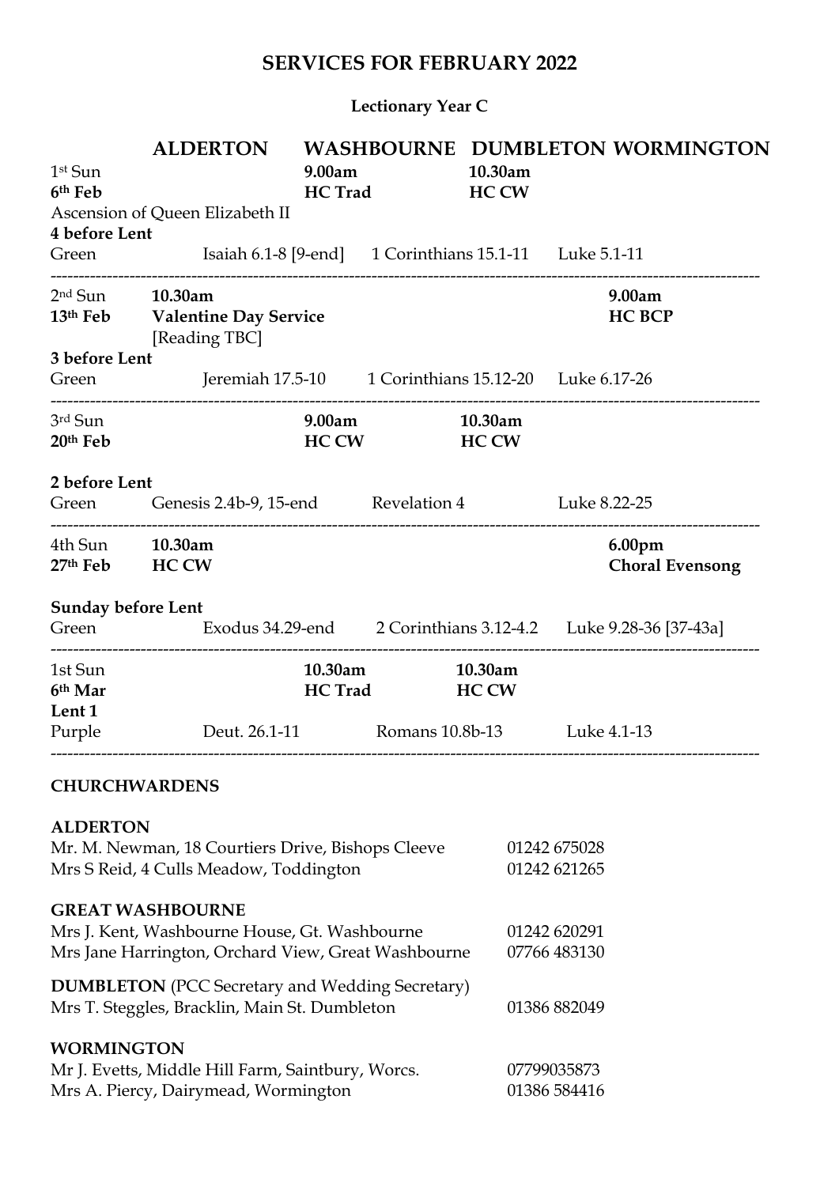# SERVICES FOR FEBRUARY 2022

### Lectionary Year C

| | ALDERTON | WASHBOURNE | DUMBLETON | WORMINGTON |
|---|---|---|---|---|
| 1st Sun<br>**6th Feb**<br>Ascension of Queen Elizabeth II | | **9.00am**<br>**HC Trad** | **10.30am**<br>**HC CW** | |
| **4 before Lent**<br>Green | Isaiah 6.1-8 [9-end] | 1 Corinthians 15.1-11 | Luke 5.1-11 | |
| 2nd Sun<br>**13th Feb** | **10.30am**<br>**Valentine Day Service**<br>[Reading TBC] | | | **9.00am**<br>**HC BCP** |
| **3 before Lent**<br>Green | Jeremiah 17.5-10 | 1 Corinthians 15.12-20 | Luke 6.17-26 | |
| 3rd Sun<br>**20th Feb** | | **9.00am**<br>**HC CW** | **10.30am**<br>**HC CW** | |
| **2 before Lent**<br>Green | Genesis 2.4b-9, 15-end | Revelation 4 | Luke 8.22-25 | |
| 4th Sun<br>**27th Feb** | **10.30am**<br>**HC CW** | | | **6.00pm**<br>**Choral Evensong** |
| **Sunday before Lent**<br>Green | Exodus 34.29-end | 2 Corinthians 3.12-4.2 | Luke 9.28-36 [37-43a] | |
| 1st Sun<br>**6th Mar**<br>**Lent 1** | | **10.30am**<br>**HC Trad** | **10.30am**<br>**HC CW** | |
| Purple | Deut. 26.1-11 | Romans 10.8b-13 | Luke 4.1-13 | |

## CHURCHWARDENS

**ALDERTON**

Mr. M. Newman, 18 Courtiers Drive, Bishops Cleeve 01242 675028
Mrs S Reid, 4 Culls Meadow, Toddington 01242 621265

**GREAT WASHBOURNE**

Mrs J. Kent, Washbourne House, Gt. Washbourne 01242 620291
Mrs Jane Harrington, Orchard View, Great Washbourne 07766 483130

**DUMBLETON** (PCC Secretary and Wedding Secretary)

Mrs T. Steggles, Bracklin, Main St. Dumbleton 01386 882049

**WORMINGTON**

Mr J. Evetts, Middle Hill Farm, Saintbury, Worcs. 07799035873
Mrs A. Piercy, Dairymead, Wormington 01386 584416